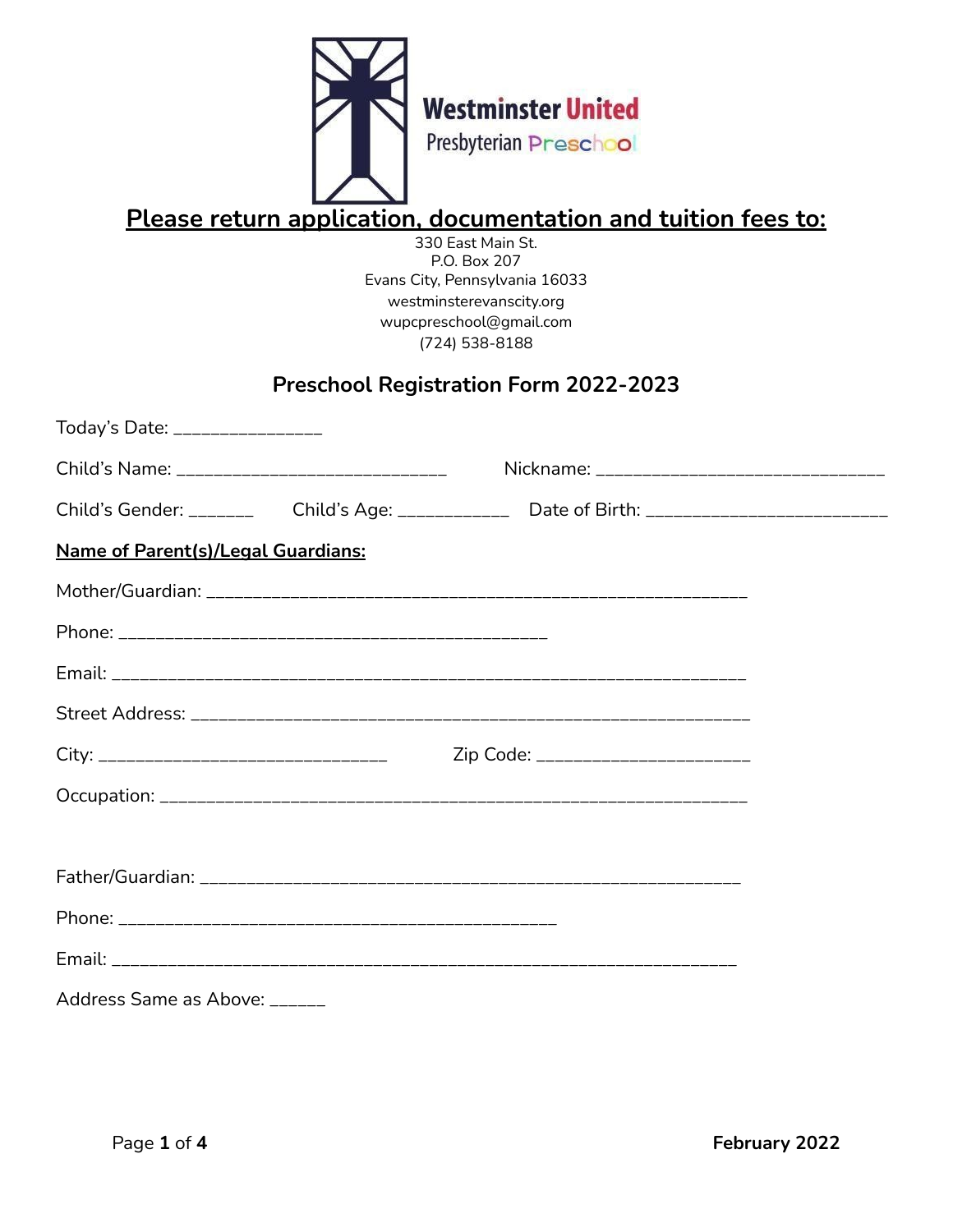Westminster United Presbyterian Preschool

## Please return application, documentation and tuition fees to:

330 East Main St.
P.O. Box 207
Evans City, Pennsylvania 16033
westminsterevanscity.org
wupcpreschool@gmail.com
(724) 538-8188

## Preschool Registration Form 2022-2023

Today's Date: _______________

Child's Name: ___________________________ Nickname: _____________________________

Child's Gender: _______ Child's Age: ___________ Date of Birth: ________________________

**Name of Parent(s)/Legal Guardians:**

Mother/Guardian: ______________________________________________________

Phone: ___________________________________________

Email: _______________________________________________________________

Street Address: ________________________________________________________

City: _____________________________ Zip Code: _____________________

Occupation: ___________________________________________________________

Father/Guardian: _____________________________________________________

Phone: ____________________________________________

Email: ______________________________________________________________

Address Same as Above: ______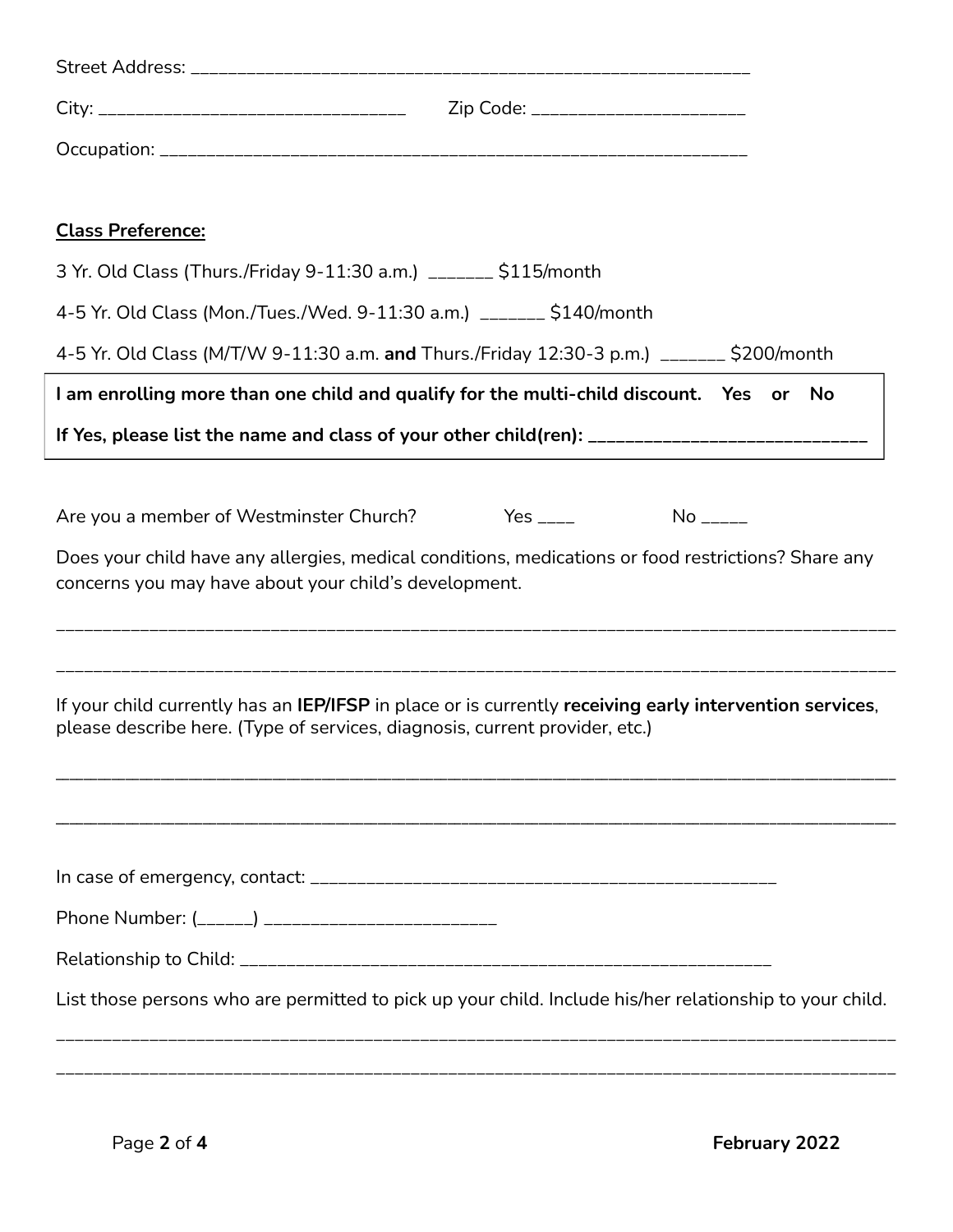Street Address: ____________________________________________________________

City: ________________________________ Zip Code: ______________________

Occupation: ______________________________________________________________

**Class Preference:**

3 Yr. Old Class (Thurs./Friday 9-11:30 a.m.) _______ $115/month

4-5 Yr. Old Class (Mon./Tues./Wed. 9-11:30 a.m.) _______ $140/month

4-5 Yr. Old Class (M/T/W 9-11:30 a.m. **and** Thurs./Friday 12:30-3 p.m.) _______ $200/month

**I am enrolling more than one child and qualify for the multi-child discount. Yes or No**

**If Yes, please list the name and class of your other child(ren): ______________________________**

Are you a member of Westminster Church? Yes ____ No _____

Does your child have any allergies, medical conditions, medications or food restrictions? Share any concerns you may have about your child's development.

_____________________________________________________________________________________

_____________________________________________________________________________________

If your child currently has an **IEP/IFSP** in place or is currently **receiving early intervention services**, please describe here. (Type of services, diagnosis, current provider, etc.)

_____________________________________________________________________________________

_____________________________________________________________________________________

In case of emergency, contact: ___________________________________________________

Phone Number: (______) ________________________

Relationship to Child: ________________________________________________________

List those persons who are permitted to pick up your child. Include his/her relationship to your child.

_____________________________________________________________________________________

_____________________________________________________________________________________

February 2022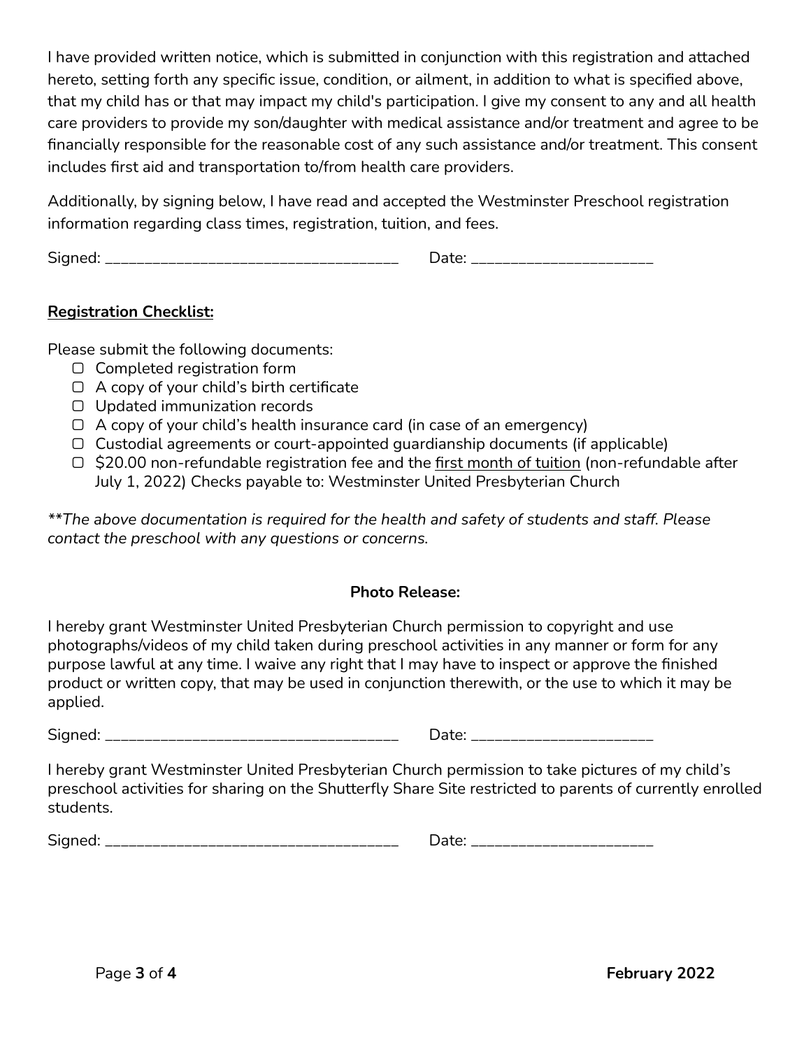I have provided written notice, which is submitted in conjunction with this registration and attached hereto, setting forth any specific issue, condition, or ailment, in addition to what is specified above, that my child has or that may impact my child's participation. I give my consent to any and all health care providers to provide my son/daughter with medical assistance and/or treatment and agree to be financially responsible for the reasonable cost of any such assistance and/or treatment. This consent includes first aid and transportation to/from health care providers.

Additionally, by signing below, I have read and accepted the Westminster Preschool registration information regarding class times, registration, tuition, and fees.

Signed: ____________________________________ Date: ______________________

**Registration Checklist:**

Please submit the following documents:

- ▢ Completed registration form
- ▢ A copy of your child's birth certificate
- ▢ Updated immunization records
- ▢ A copy of your child's health insurance card (in case of an emergency)
- ▢ Custodial agreements or court-appointed guardianship documents (if applicable)
- ▢ $20.00 non-refundable registration fee and the <u>first month of tuition</u> (non-refundable after July 1, 2022) Checks payable to: Westminster United Presbyterian Church

*\*\*The above documentation is required for the health and safety of students and staff. Please contact the preschool with any questions or concerns.*

**Photo Release:**

I hereby grant Westminster United Presbyterian Church permission to copyright and use photographs/videos of my child taken during preschool activities in any manner or form for any purpose lawful at any time. I waive any right that I may have to inspect or approve the finished product or written copy, that may be used in conjunction therewith, or the use to which it may be applied.

Signed: ____________________________________ Date: ______________________

I hereby grant Westminster United Presbyterian Church permission to take pictures of my child's preschool activities for sharing on the Shutterfly Share Site restricted to parents of currently enrolled students.

Signed: ____________________________________ Date: ______________________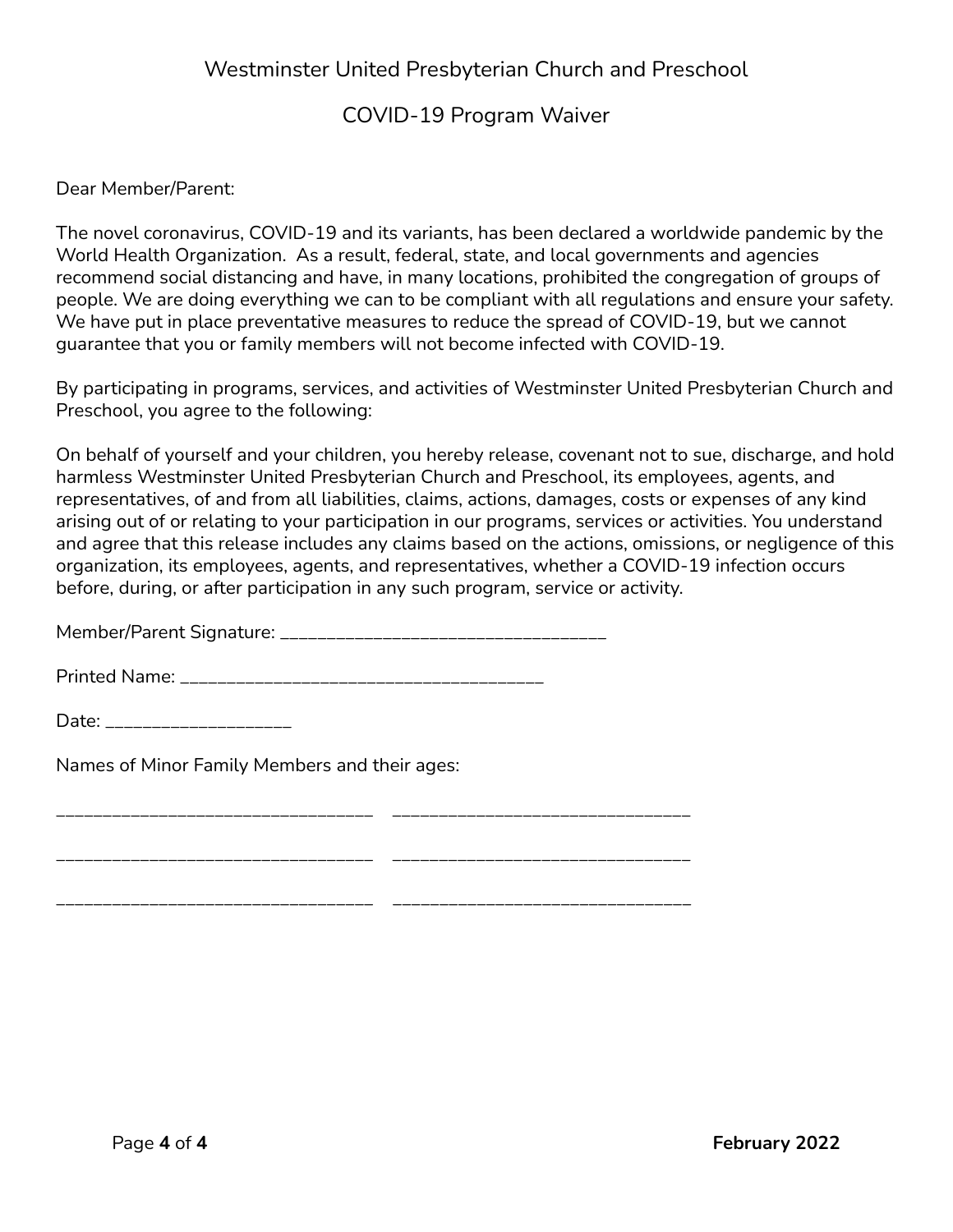# Westminster United Presbyterian Church and Preschool

## COVID-19 Program Waiver

Dear Member/Parent:

The novel coronavirus, COVID-19 and its variants, has been declared a worldwide pandemic by the World Health Organization. As a result, federal, state, and local governments and agencies recommend social distancing and have, in many locations, prohibited the congregation of groups of people. We are doing everything we can to be compliant with all regulations and ensure your safety. We have put in place preventative measures to reduce the spread of COVID-19, but we cannot guarantee that you or family members will not become infected with COVID-19.

By participating in programs, services, and activities of Westminster United Presbyterian Church and Preschool, you agree to the following:

On behalf of yourself and your children, you hereby release, covenant not to sue, discharge, and hold harmless Westminster United Presbyterian Church and Preschool, its employees, agents, and representatives, of and from all liabilities, claims, actions, damages, costs or expenses of any kind arising out of or relating to your participation in our programs, services or activities. You understand and agree that this release includes any claims based on the actions, omissions, or negligence of this organization, its employees, agents, and representatives, whether a COVID-19 infection occurs before, during, or after participation in any such program, service or activity.

Member/Parent Signature: ___________________________________

Printed Name: ________________________________________

Date: ____________________

Names of Minor Family Members and their ages:

_________________________________ _______________________________

_________________________________ _______________________________

_________________________________ _______________________________

February 2022